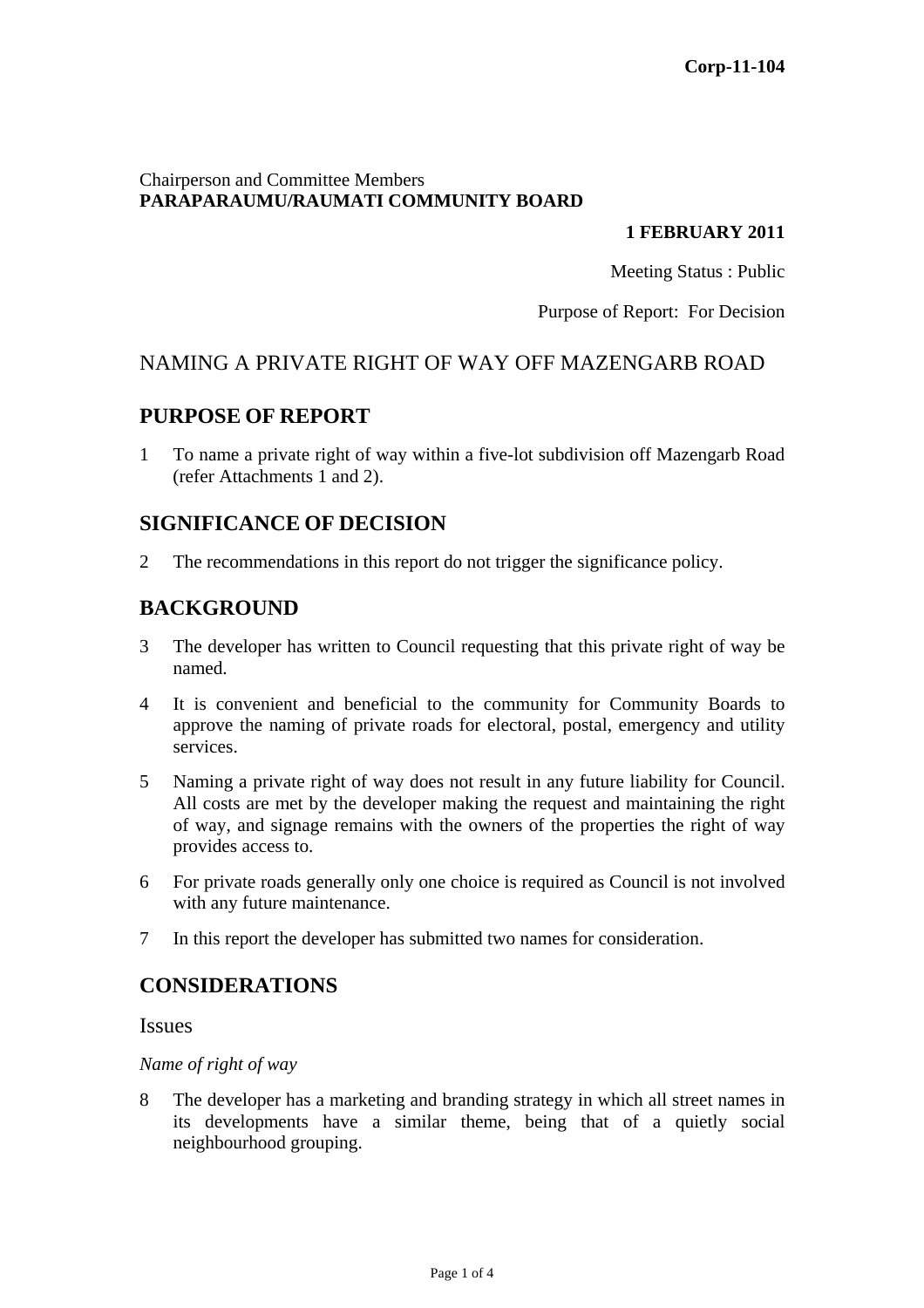**Corp-11-104**

Chairperson and Committee Members
**PARAPARAUMU/RAUMATI COMMUNITY BOARD**

**1 FEBRUARY 2011**

Meeting Status : Public

Purpose of Report: For Decision

# NAMING A PRIVATE RIGHT OF WAY OFF MAZENGARB ROAD

## PURPOSE OF REPORT

1 To name a private right of way within a five-lot subdivision off Mazengarb Road (refer Attachments 1 and 2).

## SIGNIFICANCE OF DECISION

2 The recommendations in this report do not trigger the significance policy.

## BACKGROUND

3 The developer has written to Council requesting that this private right of way be named.

4 It is convenient and beneficial to the community for Community Boards to approve the naming of private roads for electoral, postal, emergency and utility services.

5 Naming a private right of way does not result in any future liability for Council. All costs are met by the developer making the request and maintaining the right of way, and signage remains with the owners of the properties the right of way provides access to.

6 For private roads generally only one choice is required as Council is not involved with any future maintenance.

7 In this report the developer has submitted two names for consideration.

## CONSIDERATIONS

### Issues

*Name of right of way*

8 The developer has a marketing and branding strategy in which all street names in its developments have a similar theme, being that of a quietly social neighbourhood grouping.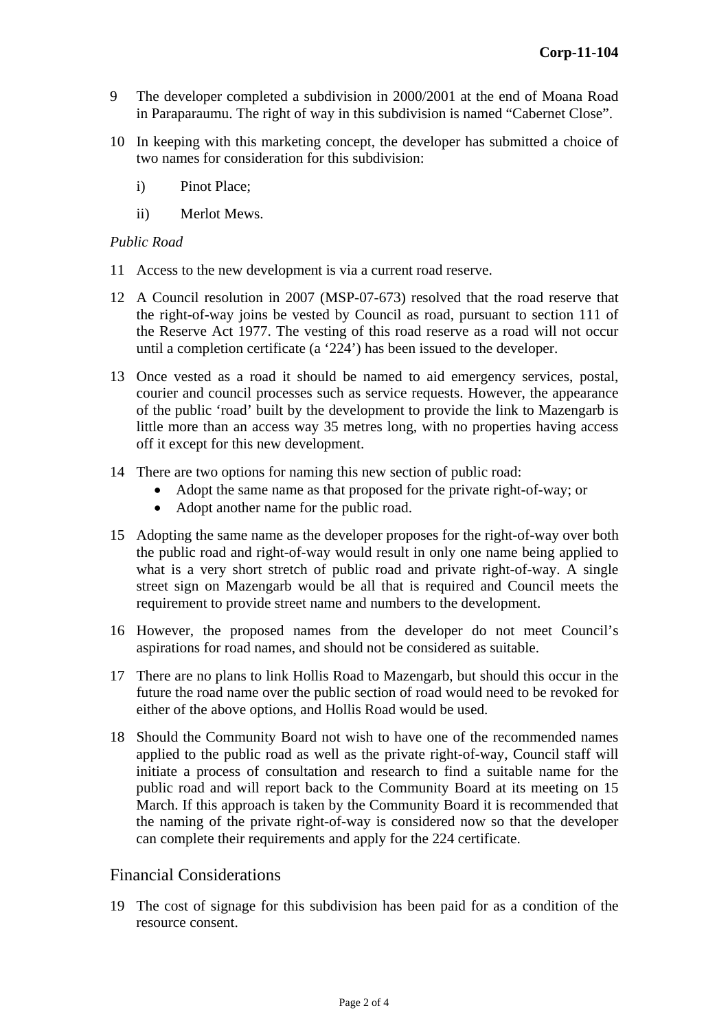9 The developer completed a subdivision in 2000/2001 at the end of Moana Road in Paraparaumu. The right of way in this subdivision is named "Cabernet Close".

10 In keeping with this marketing concept, the developer has submitted a choice of two names for consideration for this subdivision:

i) Pinot Place;

ii) Merlot Mews.

*Public Road*

11 Access to the new development is via a current road reserve.

12 A Council resolution in 2007 (MSP-07-673) resolved that the road reserve that the right-of-way joins be vested by Council as road, pursuant to section 111 of the Reserve Act 1977. The vesting of this road reserve as a road will not occur until a completion certificate (a '224') has been issued to the developer.

13 Once vested as a road it should be named to aid emergency services, postal, courier and council processes such as service requests. However, the appearance of the public 'road' built by the development to provide the link to Mazengarb is little more than an access way 35 metres long, with no properties having access off it except for this new development.

14 There are two options for naming this new section of public road:

- Adopt the same name as that proposed for the private right-of-way; or
- Adopt another name for the public road.

15 Adopting the same name as the developer proposes for the right-of-way over both the public road and right-of-way would result in only one name being applied to what is a very short stretch of public road and private right-of-way. A single street sign on Mazengarb would be all that is required and Council meets the requirement to provide street name and numbers to the development.

16 However, the proposed names from the developer do not meet Council's aspirations for road names, and should not be considered as suitable.

17 There are no plans to link Hollis Road to Mazengarb, but should this occur in the future the road name over the public section of road would need to be revoked for either of the above options, and Hollis Road would be used.

18 Should the Community Board not wish to have one of the recommended names applied to the public road as well as the private right-of-way, Council staff will initiate a process of consultation and research to find a suitable name for the public road and will report back to the Community Board at its meeting on 15 March. If this approach is taken by the Community Board it is recommended that the naming of the private right-of-way is considered now so that the developer can complete their requirements and apply for the 224 certificate.

## Financial Considerations

19 The cost of signage for this subdivision has been paid for as a condition of the resource consent.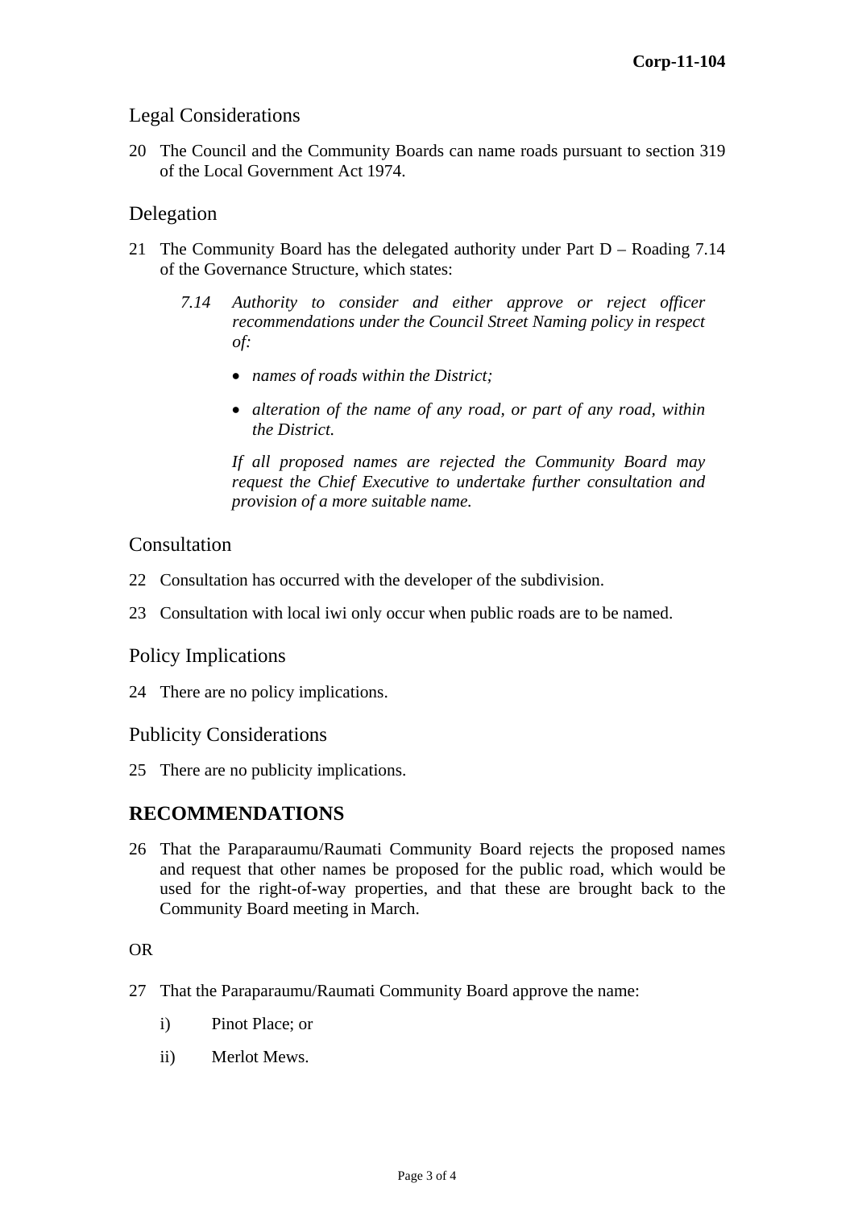## Legal Considerations

20 The Council and the Community Boards can name roads pursuant to section 319 of the Local Government Act 1974.

## Delegation

21 The Community Board has the delegated authority under Part D – Roading 7.14 of the Governance Structure, which states:

> *7.14 Authority to consider and either approve or reject officer recommendations under the Council Street Naming policy in respect of:*
>
> - *names of roads within the District;*
> - *alteration of the name of any road, or part of any road, within the District.*
>
> *If all proposed names are rejected the Community Board may request the Chief Executive to undertake further consultation and provision of a more suitable name.*

## Consultation

22 Consultation has occurred with the developer of the subdivision.

23 Consultation with local iwi only occur when public roads are to be named.

## Policy Implications

24 There are no policy implications.

## Publicity Considerations

25 There are no publicity implications.

## RECOMMENDATIONS

26 That the Paraparaumu/Raumati Community Board rejects the proposed names and request that other names be proposed for the public road, which would be used for the right-of-way properties, and that these are brought back to the Community Board meeting in March.

OR

27 That the Paraparaumu/Raumati Community Board approve the name:

i) Pinot Place; or

ii) Merlot Mews.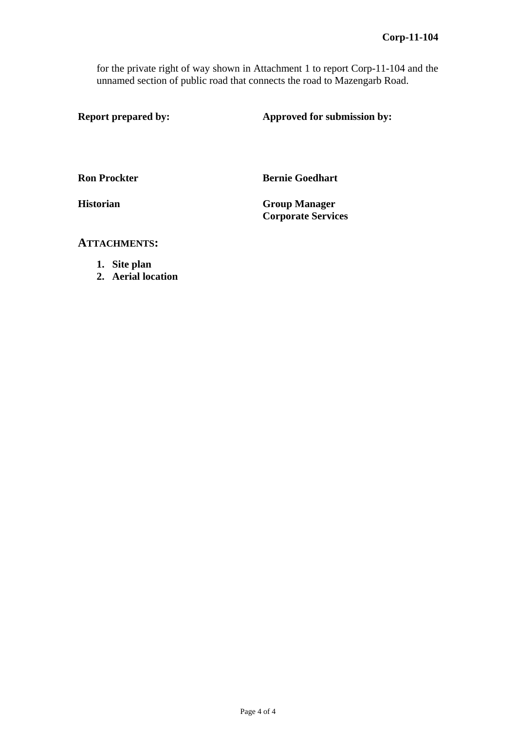for the private right of way shown in Attachment 1 to report Corp-11-104 and the unnamed section of public road that connects the road to Mazengarb Road.

| | |
|---|---|
| **Report prepared by:** | **Approved for submission by:** |
| **Ron Prockter** | **Bernie Goedhart** |
| **Historian** | **Group Manager**<br>**Corporate Services** |

## ATTACHMENTS:

1. **Site plan**
2. **Aerial location**